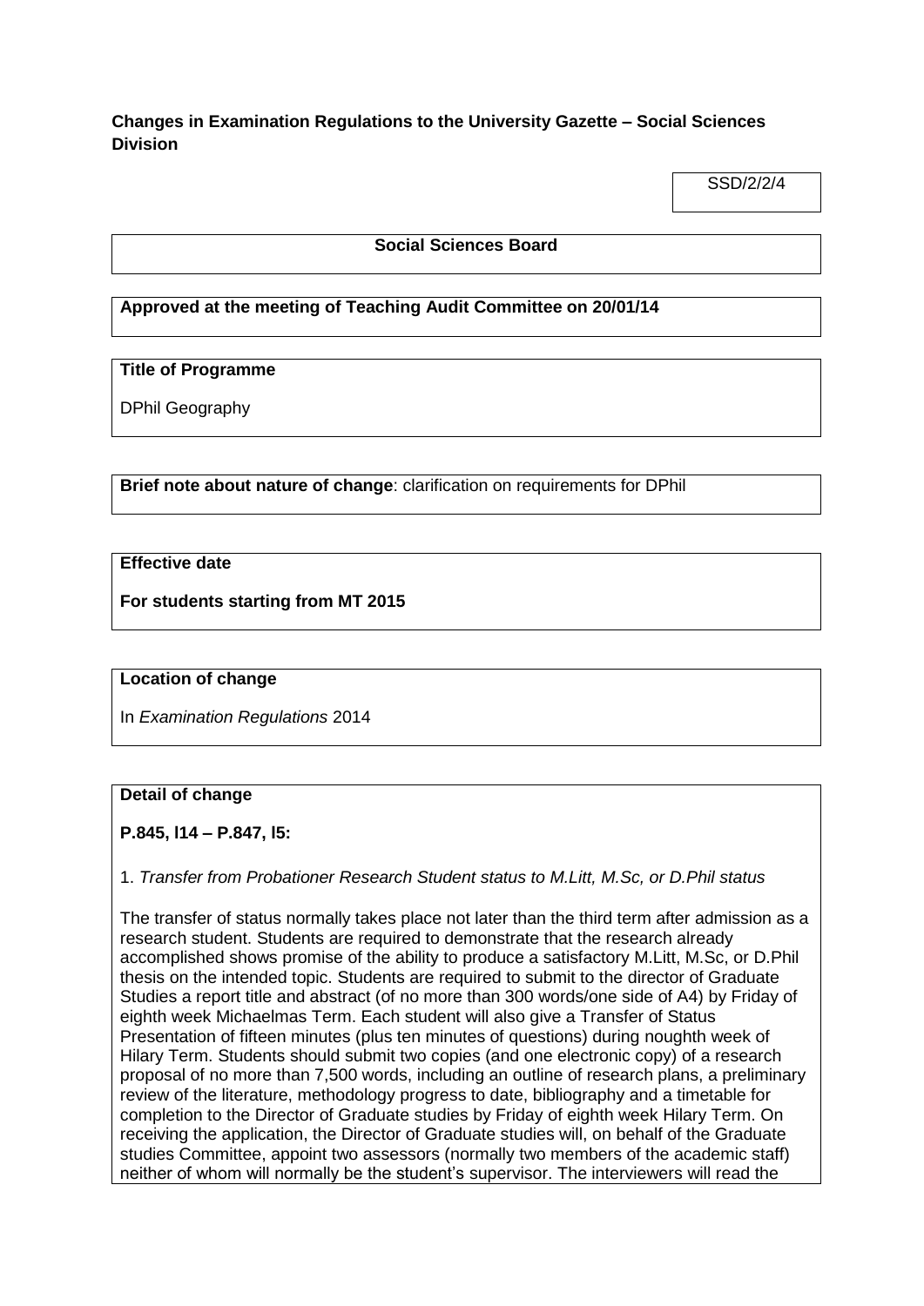**Changes in Examination Regulations to the University Gazette – Social Sciences Division**

SSD/2/2/4

**Social Sciences Board**

**Approved at the meeting of Teaching Audit Committee on 20/01/14**

**Title of Programme**

DPhil Geography

**Brief note about nature of change**: clarification on requirements for DPhil

**Effective date**

**For students starting from MT 2015**

**Location of change**

In *Examination Regulations* 2014

**Detail of change**

**P.845, l14 – P.847, l5:**

1. *Transfer from Probationer Research Student status to M.Litt, M.Sc, or D.Phil status*

The transfer of status normally takes place not later than the third term after admission as a research student. Students are required to demonstrate that the research already accomplished shows promise of the ability to produce a satisfactory M.Litt, M.Sc, or D.Phil thesis on the intended topic. Students are required to submit to the director of Graduate Studies a report title and abstract (of no more than 300 words/one side of A4) by Friday of eighth week Michaelmas Term. Each student will also give a Transfer of Status Presentation of fifteen minutes (plus ten minutes of questions) during noughth week of Hilary Term. Students should submit two copies (and one electronic copy) of a research proposal of no more than 7,500 words, including an outline of research plans, a preliminary review of the literature, methodology progress to date, bibliography and a timetable for completion to the Director of Graduate studies by Friday of eighth week Hilary Term. On receiving the application, the Director of Graduate studies will, on behalf of the Graduate studies Committee, appoint two assessors (normally two members of the academic staff) neither of whom will normally be the student's supervisor. The interviewers will read the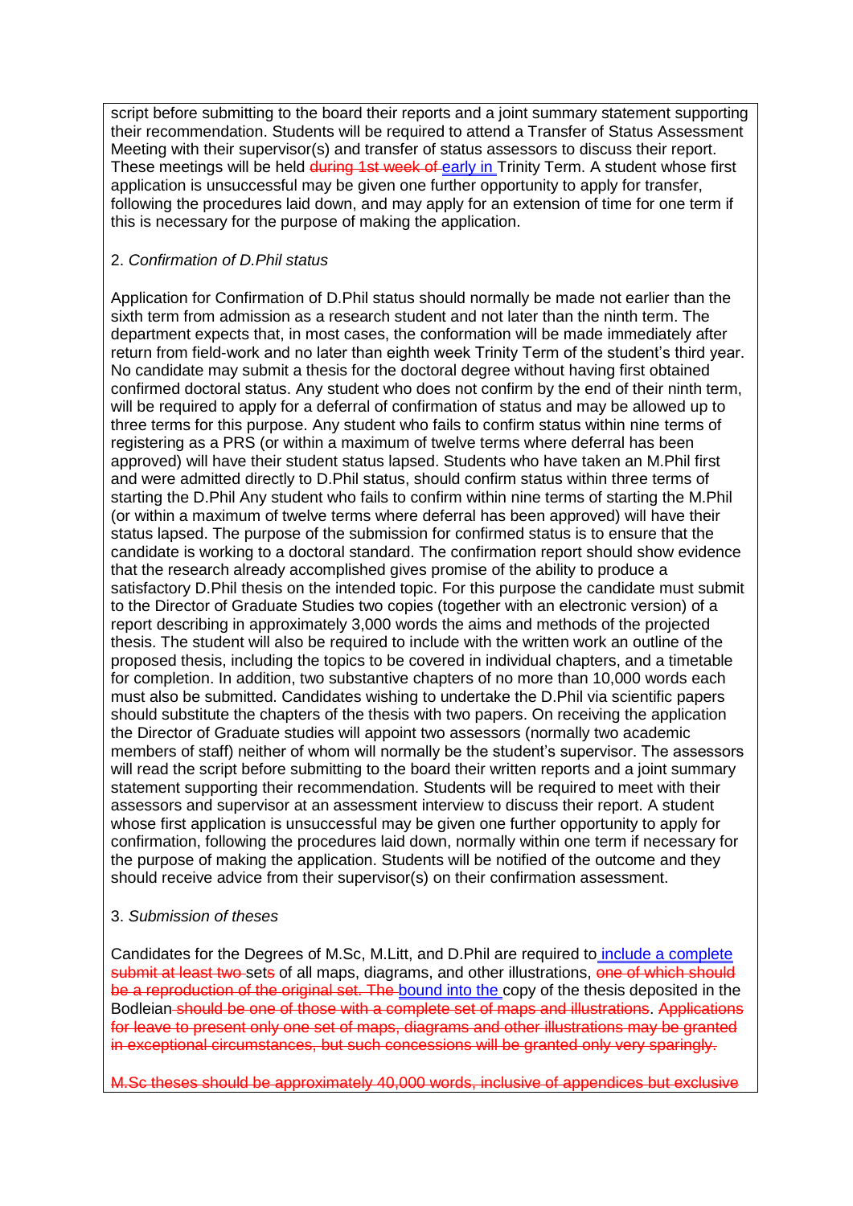script before submitting to the board their reports and a joint summary statement supporting their recommendation. Students will be required to attend a Transfer of Status Assessment Meeting with their supervisor(s) and transfer of status assessors to discuss their report. These meetings will be held ~~during 1st week of~~ early in Trinity Term. A student whose first application is unsuccessful may be given one further opportunity to apply for transfer, following the procedures laid down, and may apply for an extension of time for one term if this is necessary for the purpose of making the application.

2. *Confirmation of D.Phil status*

Application for Confirmation of D.Phil status should normally be made not earlier than the sixth term from admission as a research student and not later than the ninth term. The department expects that, in most cases, the conformation will be made immediately after return from field-work and no later than eighth week Trinity Term of the student's third year. No candidate may submit a thesis for the doctoral degree without having first obtained confirmed doctoral status. Any student who does not confirm by the end of their ninth term, will be required to apply for a deferral of confirmation of status and may be allowed up to three terms for this purpose. Any student who fails to confirm status within nine terms of registering as a PRS (or within a maximum of twelve terms where deferral has been approved) will have their student status lapsed. Students who have taken an M.Phil first and were admitted directly to D.Phil status, should confirm status within three terms of starting the D.Phil Any student who fails to confirm within nine terms of starting the M.Phil (or within a maximum of twelve terms where deferral has been approved) will have their status lapsed. The purpose of the submission for confirmed status is to ensure that the candidate is working to a doctoral standard. The confirmation report should show evidence that the research already accomplished gives promise of the ability to produce a satisfactory D.Phil thesis on the intended topic. For this purpose the candidate must submit to the Director of Graduate Studies two copies (together with an electronic version) of a report describing in approximately 3,000 words the aims and methods of the projected thesis. The student will also be required to include with the written work an outline of the proposed thesis, including the topics to be covered in individual chapters, and a timetable for completion. In addition, two substantive chapters of no more than 10,000 words each must also be submitted. Candidates wishing to undertake the D.Phil via scientific papers should substitute the chapters of the thesis with two papers. On receiving the application the Director of Graduate studies will appoint two assessors (normally two academic members of staff) neither of whom will normally be the student's supervisor. The assessors will read the script before submitting to the board their written reports and a joint summary statement supporting their recommendation. Students will be required to meet with their assessors and supervisor at an assessment interview to discuss their report. A student whose first application is unsuccessful may be given one further opportunity to apply for confirmation, following the procedures laid down, normally within one term if necessary for the purpose of making the application. Students will be notified of the outcome and they should receive advice from their supervisor(s) on their confirmation assessment.

3. *Submission of theses*

Candidates for the Degrees of M.Sc, M.Litt, and D.Phil are required to include a complete ~~submit at least two~~ set~~s~~ of all maps, diagrams, and other illustrations, ~~one of which should be a reproduction of the original set. The~~ bound into the copy of the thesis deposited in the Bodleian ~~should be one of those with a complete set of maps and illustrations~~. ~~Applications for leave to present only one set of maps, diagrams and other illustrations may be granted in exceptional circumstances, but such concessions will be granted only very sparingly.~~

~~M.Sc theses should be approximately 40,000 words, inclusive of appendices but exclusive~~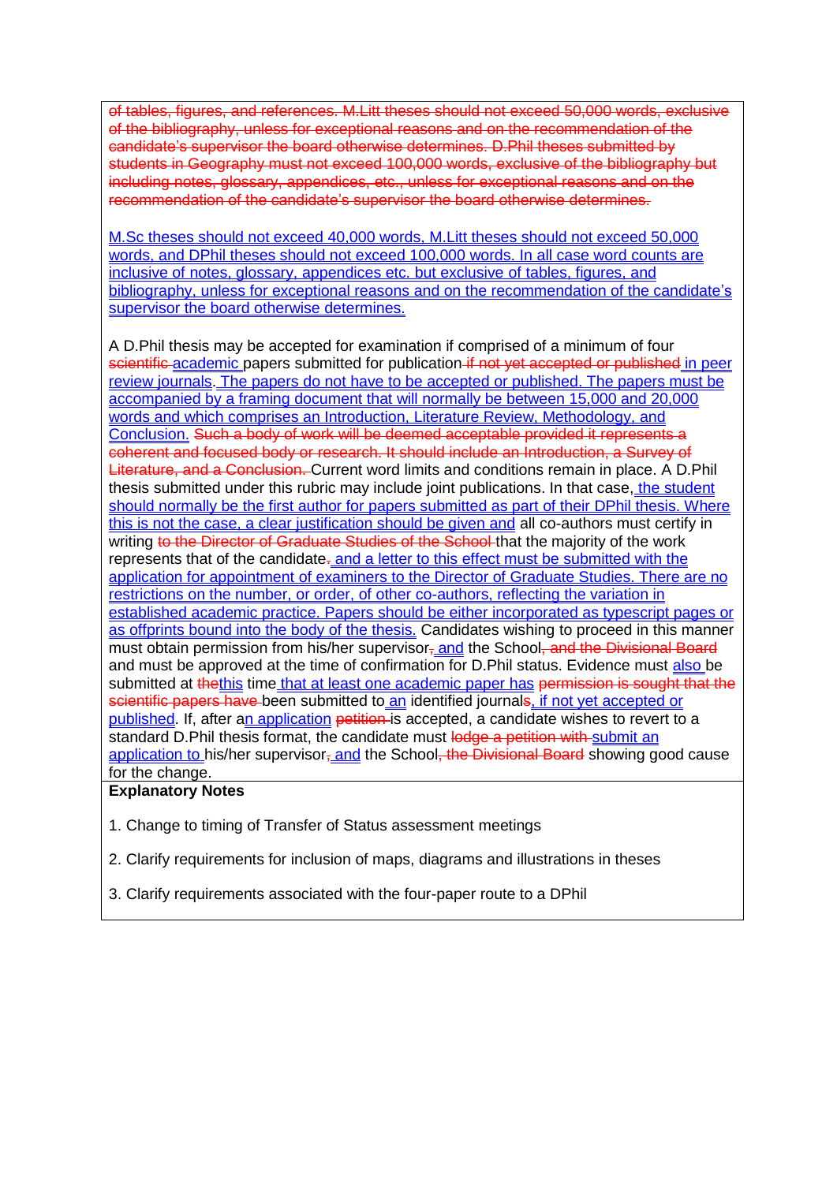~~of tables, figures, and references. M.Litt theses should not exceed 50,000 words, exclusive of the bibliography, unless for exceptional reasons and on the recommendation of the candidate's supervisor the board otherwise determines. D.Phil theses submitted by students in Geography must not exceed 100,000 words, exclusive of the bibliography but including notes, glossary, appendices, etc., unless for exceptional reasons and on the recommendation of the candidate's supervisor the board otherwise determines.~~

M.Sc theses should not exceed 40,000 words, M.Litt theses should not exceed 50,000 words, and DPhil theses should not exceed 100,000 words. In all case word counts are inclusive of notes, glossary, appendices etc. but exclusive of tables, figures, and bibliography, unless for exceptional reasons and on the recommendation of the candidate's supervisor the board otherwise determines.

A D.Phil thesis may be accepted for examination if comprised of a minimum of four ~~scientific~~ academic papers submitted for publication ~~if not yet accepted or published~~ in peer review journals. The papers do not have to be accepted or published. The papers must be accompanied by a framing document that will normally be between 15,000 and 20,000 words and which comprises an Introduction, Literature Review, Methodology, and Conclusion. ~~Such a body of work will be deemed acceptable provided it represents a coherent and focused body or research. It should include an Introduction, a Survey of Literature, and a Conclusion.~~ Current word limits and conditions remain in place. A D.Phil thesis submitted under this rubric may include joint publications. In that case, the student should normally be the first author for papers submitted as part of their DPhil thesis. Where this is not the case, a clear justification should be given and all co-authors must certify in writing ~~to the Director of Graduate Studies of the School~~ that the majority of the work represents that of the candidate~~.~~ and a letter to this effect must be submitted with the application for appointment of examiners to the Director of Graduate Studies. There are no restrictions on the number, or order, of other co-authors, reflecting the variation in established academic practice. Papers should be either incorporated as typescript pages or as offprints bound into the body of the thesis. Candidates wishing to proceed in this manner must obtain permission from his/her supervisor~~,~~ and the School~~, and the Divisional Board~~ and must be approved at the time of confirmation for D.Phil status. Evidence must also be submitted at ~~the~~this time that at least one academic paper has ~~permission is sought that the scientific papers have~~ been submitted to an identified journal~~s~~, if not yet accepted or published. If, after an application ~~petition~~ is accepted, a candidate wishes to revert to a standard D.Phil thesis format, the candidate must ~~lodge a petition with~~ submit an application to his/her supervisor~~,~~ and the School~~, the Divisional Board~~ showing good cause for the change.

**Explanatory Notes**

1. Change to timing of Transfer of Status assessment meetings

2. Clarify requirements for inclusion of maps, diagrams and illustrations in theses

3. Clarify requirements associated with the four-paper route to a DPhil